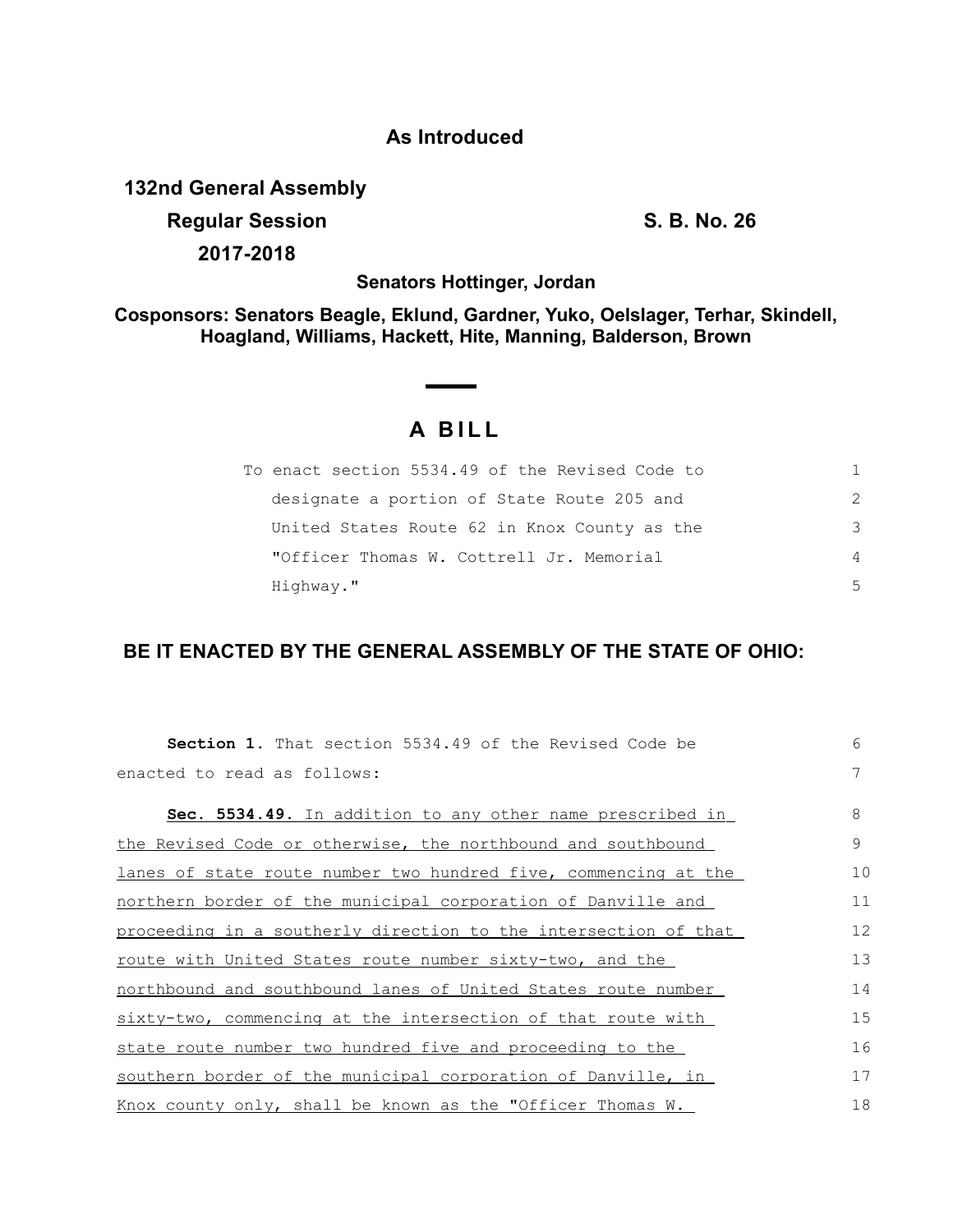# As Introduced

**132nd General Assembly**
**Regular Session** **S. B. No. 26**
**2017-2018**

**Senators Hottinger, Jordan**

**Cosponsors: Senators Beagle, Eklund, Gardner, Yuko, Oelslager, Terhar, Skindell, Hoagland, Williams, Hackett, Hite, Manning, Balderson, Brown**

## A BILL

To enact section 5534.49 of the Revised Code to designate a portion of State Route 205 and United States Route 62 in Knox County as the "Officer Thomas W. Cottrell Jr. Memorial Highway."

**BE IT ENACTED BY THE GENERAL ASSEMBLY OF THE STATE OF OHIO:**

**Section 1.** That section 5534.49 of the Revised Code be enacted to read as follows:

**Sec. 5534.49.** In addition to any other name prescribed in the Revised Code or otherwise, the northbound and southbound lanes of state route number two hundred five, commencing at the northern border of the municipal corporation of Danville and proceeding in a southerly direction to the intersection of that route with United States route number sixty-two, and the northbound and southbound lanes of United States route number sixty-two, commencing at the intersection of that route with state route number two hundred five and proceeding to the southern border of the municipal corporation of Danville, in Knox county only, shall be known as the "Officer Thomas W.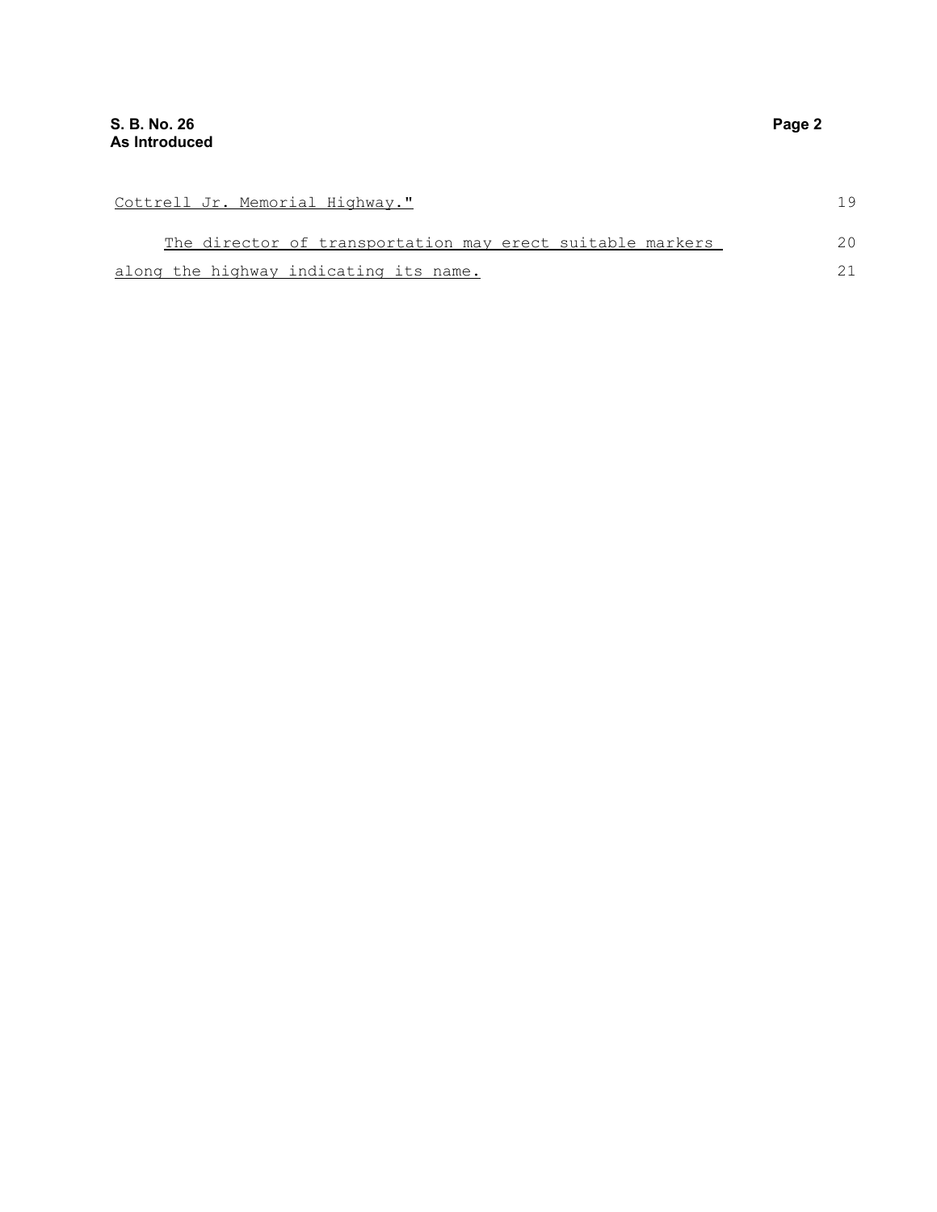Cottrell Jr. Memorial Highway."

The director of transportation may erect suitable markers along the highway indicating its name.